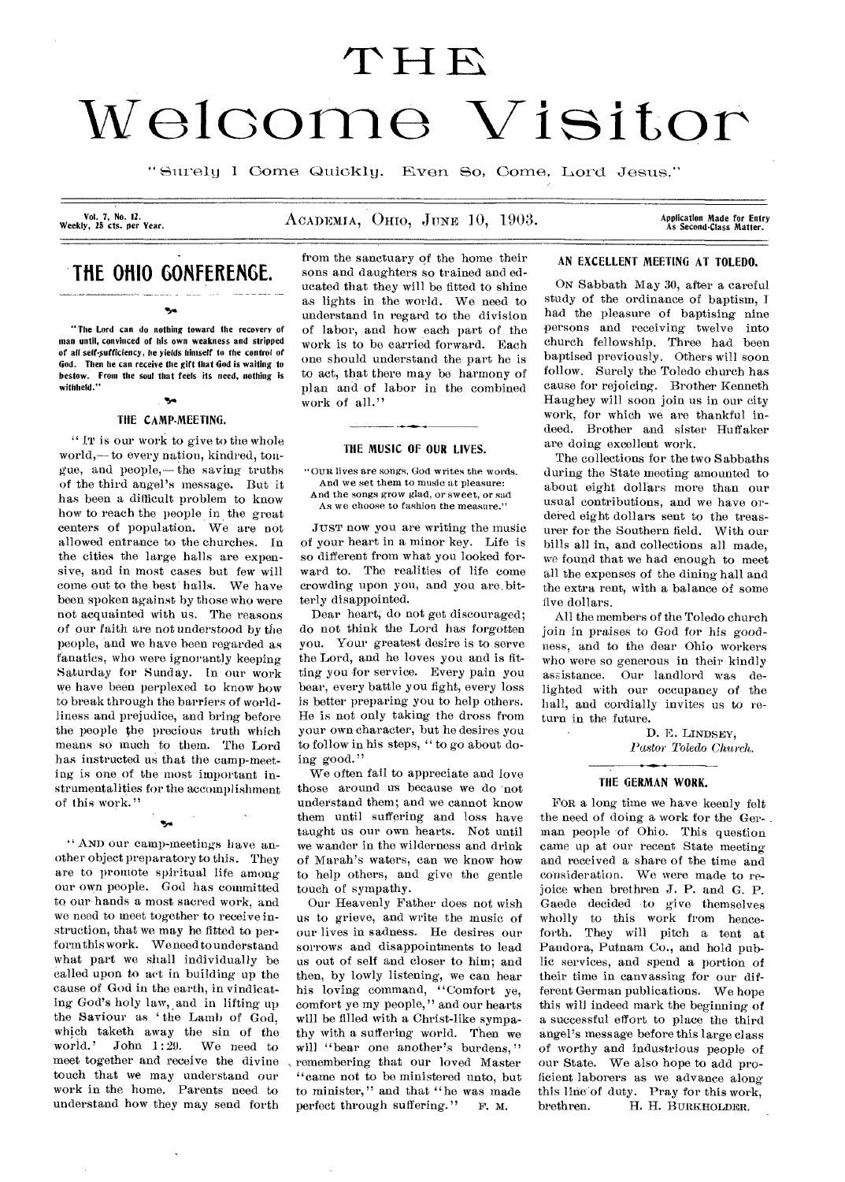# THE Welcome Visitor

"Surely I Come Quickly. Even So, Come, Lord Jesus."

Vol. 7, No. 12. Weekly, 25 cts. per Year.

ACADEMIA, OHIO, JUNE 10, 1903.

Application Made for Entry As Second-Class Matter.

## THE OHIO CONFERENCE.

**"The Lord can do nothing toward the recovery of man until, convinced of his own weakness and stripped of all self-sufficiency, he yields himself to the control of God. Then he can receive the gift that God is waiting to bestow. From the soul that feels its need, nothing is withheld."**

### THE CAMP-MEETING.

"IT is our work to give to the whole world,—to every nation, kindred, tongue, and people,—the saving truths of the third angel's message. But it has been a difficult problem to know how to reach the people in the great centers of population. We are not allowed entrance to the churches. In the cities the large halls are expensive, and in most cases but few will come out to the best halls. We have been spoken against by those who were not acquainted with us. The reasons of our faith are not understood by the people, and we have been regarded as fanatics, who were ignorantly keeping Saturday for Sunday. In our work we have been perplexed to know how to break through the barriers of worldliness and prejudice, and bring before the people the precious truth which means so much to them. The Lord has instructed us that the camp-meeting is one of the most important instrumentalities for the accomplishment of this work."

"AND our camp-meetings have another object preparatory to this. They are to promote spiritual life among our own people. God has committed to our hands a most sacred work, and we need to meet together to receive instruction, that we may be fitted to perform this work. We need to understand what part we shall individually be called upon to act in building up the cause of God in the earth, in vindicating God's holy law, and in lifting up the Saviour as 'the Lamb of God, which taketh away the sin of the world.' John 1:29. We need to meet together and receive the divine touch that we may understand our work in the home. Parents need to understand how they may send forth from the sanctuary of the home their sons and daughters so trained and educated that they will be fitted to shine as lights in the world. We need to understand in regard to the division of labor, and how each part of the work is to be carried forward. Each one should understand the part he is to act, that there may be harmony of plan and of labor in the combined work of all."

### THE MUSIC OF OUR LIVES.

"OUR lives are songs, God writes the words.
And we set them to music at pleasure:
And the songs grow glad, or sweet, or sad
As we choose to fashion the measure."

JUST now you are writing the music of your heart in a minor key. Life is so different from what you looked forward to. The realities of life come crowding upon you, and you are bitterly disappointed.

Dear heart, do not get discouraged; do not think the Lord has forgotten you. Your greatest desire is to serve the Lord, and he loves you and is fitting you for service. Every pain you bear, every battle you fight, every loss is better preparing you to help others. He is not only taking the dross from your own character, but he desires you to follow in his steps, "to go about doing good."

We often fail to appreciate and love those around us because we do not understand them; and we cannot know them until suffering and loss have taught us our own hearts. Not until we wander in the wilderness and drink of Marah's waters, can we know how to help others, and give the gentle touch of sympathy.

Our Heavenly Father does not wish us to grieve, and write the music of our lives in sadness. He desires our sorrows and disappointments to lead us out of self and closer to him; and then, by lowly listening, we can hear his loving command, "Comfort ye, comfort ye my people," and our hearts will be filled with a Christ-like sympathy with a suffering world. Then we will "bear one another's burdens," remembering that our loved Master "came not to be ministered unto, but to minister," and that "he was made perfect through suffering." F. M.

### AN EXCELLENT MEETING AT TOLEDO.

ON Sabbath May 30, after a careful study of the ordinance of baptism, I had the pleasure of baptising nine persons and receiving twelve into church fellowship. Three had been baptised previously. Others will soon follow. Surely the Toledo church has cause for rejoicing. Brother Kenneth Haughey will soon join us in our city work, for which we are thankful indeed. Brother and sister Huffaker are doing excellent work.

The collections for the two Sabbaths during the State meeting amounted to about eight dollars more than our usual contributions, and we have ordered eight dollars sent to the treasurer for the Southern field. With our bills all in, and collections all made, we found that we had enough to meet all the expenses of the dining hall and the extra rent, with a balance of some five dollars.

All the members of the Toledo church join in praises to God for his goodness, and to the dear Ohio workers who were so generous in their kindly assistance. Our landlord was delighted with our occupancy of the hall, and cordially invites us to return in the future.

D. E. LINDSEY,
*Pastor Toledo Church.*

### THE GERMAN WORK.

FOR a long time we have keenly felt the need of doing a work for the German people of Ohio. This question came up at our recent State meeting and received a share of the time and consideration. We were made to rejoice when brethren J. P. and G. P. Gaede decided to give themselves wholly to this work from henceforth. They will pitch a tent at Pandora, Putnam Co., and hold public services, and spend a portion of their time in canvassing for our different German publications. We hope this will indeed mark the beginning of a successful effort to place the third angel's message before this large class of worthy and industrious people of our State. We also hope to add proficient laborers as we advance along this line of duty. Pray for this work, brethren. H. H. BURKHOLDER.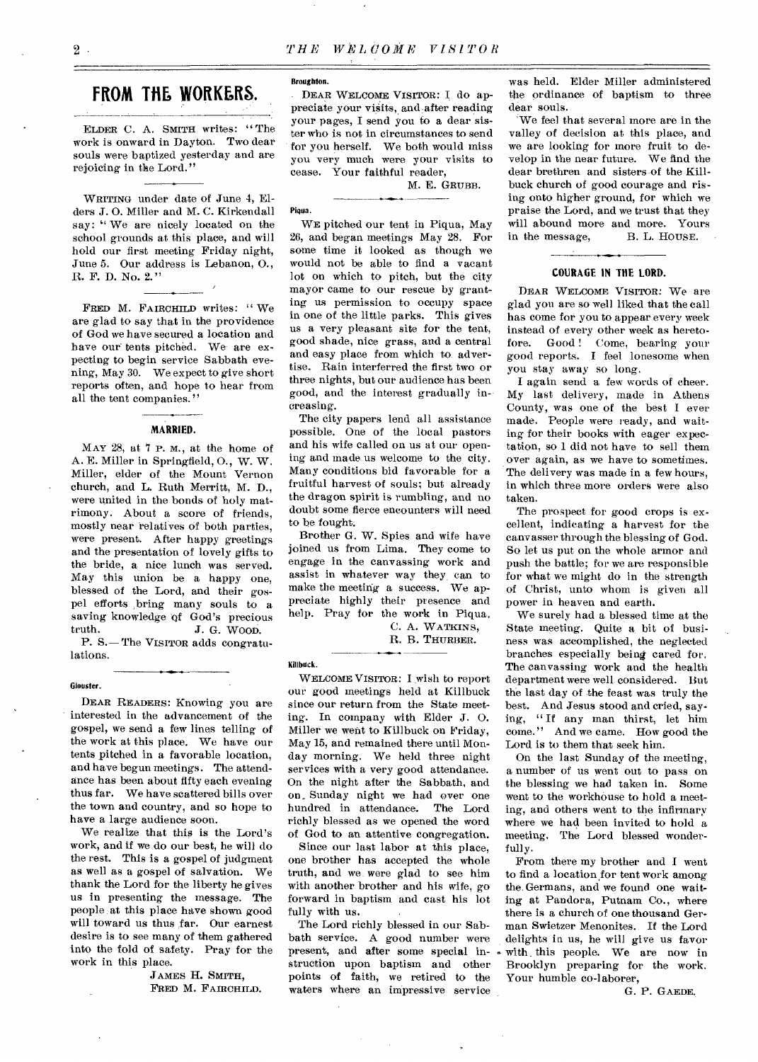## FROM THE WORKERS.

ELDER C. A. SMITH writes: "The work is onward in Dayton. Two dear souls were baptized yesterday and are rejoicing in the Lord."

WRITING under date of June 4, Elders J. O. Miller and M. C. Kirkendall say: "We are nicely located on the school grounds at this place, and will hold our first meeting Friday night, June 5. Our address is Lebanon, O., R. F. D. No. 2."

FRED M. FAIRCHILD writes: "We are glad to say that in the providence of God we have secured a location and have our tents pitched. We are expecting to begin service Sabbath evening, May 30. We expect to give short reports often, and hope to hear from all the tent companies."

### MARRIED.

MAY 28, at 7 P. M., at the home of A. E. Miller in Springfield, O., W. W. Miller, elder of the Mount Vernon church, and L. Ruth Merritt, M. D., were united in the bonds of holy matrimony. About a score of friends, mostly near relatives of both parties, were present. After happy greetings and the presentation of lovely gifts to the bride, a nice lunch was served. May this union be a happy one, blessed of the Lord, and their gospel efforts bring many souls to a saving knowledge of God's precious truth.
J. G. WOOD.

P. S.—The VISITOR adds congratulations.

**Glouster.**

DEAR READERS: Knowing you are interested in the advancement of the gospel, we send a few lines telling of the work at this place. We have our tents pitched in a favorable location, and have begun meetings. The attendance has been about fifty each evening thus far. We have scattered bills over the town and country, and so hope to have a large audience soon.

We realize that this is the Lord's work, and if we do our best, he will do the rest. This is a gospel of judgment as well as a gospel of salvation. We thank the Lord for the liberty he gives us in presenting the message. The people at this place have shown good will toward us thus far. Our earnest desire is to see many of them gathered into the fold of safety. Pray for the work in this place.

JAMES H. SMITH,
FRED M. FAIRCHILD.

**Broughton.**

DEAR WELCOME VISITOR: I do appreciate your visits, and after reading your pages, I send you to a dear sister who is not in circumstances to send for you herself. We both would miss you very much were your visits to cease. Your faithful reader,

M. E. GRUBB.

**Piqua.**

WE pitched our tent in Piqua, May 26, and began meetings May 28. For some time it looked as though we would not be able to find a vacant lot on which to pitch, but the city mayor came to our rescue by granting us permission to occupy space in one of the little parks. This gives us a very pleasant site for the tent, good shade, nice grass, and a central and easy place from which to advertise. Rain interferred the first two or three nights, but our audience has been good, and the interest gradually increasing.

The city papers lend all assistance possible. One of the local pastors and his wife called on us at our opening and made us welcome to the city. Many conditions bid favorable for a fruitful harvest of souls; but already the dragon spirit is rumbling, and no doubt some fierce encounters will need to be fought.

Brother G. W. Spies and wife have joined us from Lima. They come to engage in the canvassing work and assist in whatever way they can to make the meeting a success. We appreciate highly their presence and help. Pray for the work in Piqua.

C. A. WATKINS,
R. B. THURBER.

**Killbuck.**

WELCOME VISITOR: I wish to report our good meetings held at Killbuck since our return from the State meeting. In company with Elder J. O. Miller we went to Killbuck on Friday, May 15, and remained there until Monday morning. We held three night services with a very good attendance. On the night after the Sabbath, and on Sunday night we had over one hundred in attendance. The Lord richly blessed as we opened the word of God to an attentive congregation.

Since our last labor at this place, one brother has accepted the whole truth, and we were glad to see him with another brother and his wife, go forward in baptism and cast his lot fully with us.

The Lord richly blessed in our Sabbath service. A good number were present, and after some special instruction upon baptism and other points of faith, we retired to the waters where an impressive service was held. Elder Miller administered the ordinance of baptism to three dear souls.

We feel that several more are in the valley of decision at this place, and we are looking for more fruit to develop in the near future. We find the dear brethren and sisters of the Killbuck church of good courage and rising onto higher ground, for which we praise the Lord, and we trust that they will abound more and more. Yours in the message,
B. L. HOUSE.

### COURAGE IN THE LORD.

DEAR WELCOME VISITOR: We are glad you are so well liked that the call has come for you to appear every week instead of every other week as heretofore. Good! Come, bearing your good reports. I feel lonesome when you stay away so long.

I again send a few words of cheer. My last delivery, made in Athens County, was one of the best I ever made. People were ready, and waiting for their books with eager expectation, so I did not have to sell them over again, as we have to sometimes. The delivery was made in a few hours, in which three more orders were also taken.

The prospect for good crops is excellent, indicating a harvest for the canvasser through the blessing of God. So let us put on the whole armor and push the battle; for we are responsible for what we might do in the strength of Christ, unto whom is given all power in heaven and earth.

We surely had a blessed time at the State meeting. Quite a bit of business was accomplished, the neglected branches especially being cared for. The canvassing work and the health department were well considered. But the last day of the feast was truly the best. And Jesus stood and cried, saying, "If any man thirst, let him come." And we came. How good the Lord is to them that seek him.

On the last Sunday of the meeting, a number of us went out to pass on the blessing we had taken in. Some went to the workhouse to hold a meeting, and others went to the infirmary where we had been invited to hold a meeting. The Lord blessed wonderfully.

From there my brother and I went to find a location for tent work among the Germans, and we found one waiting at Pandora, Putnam Co., where there is a church of one thousand German Swietzer Menonites. If the Lord delights in us, he will give us favor with this people. We are now in Brooklyn preparing for the work. Your humble co-laborer,

G. P. GAEDE.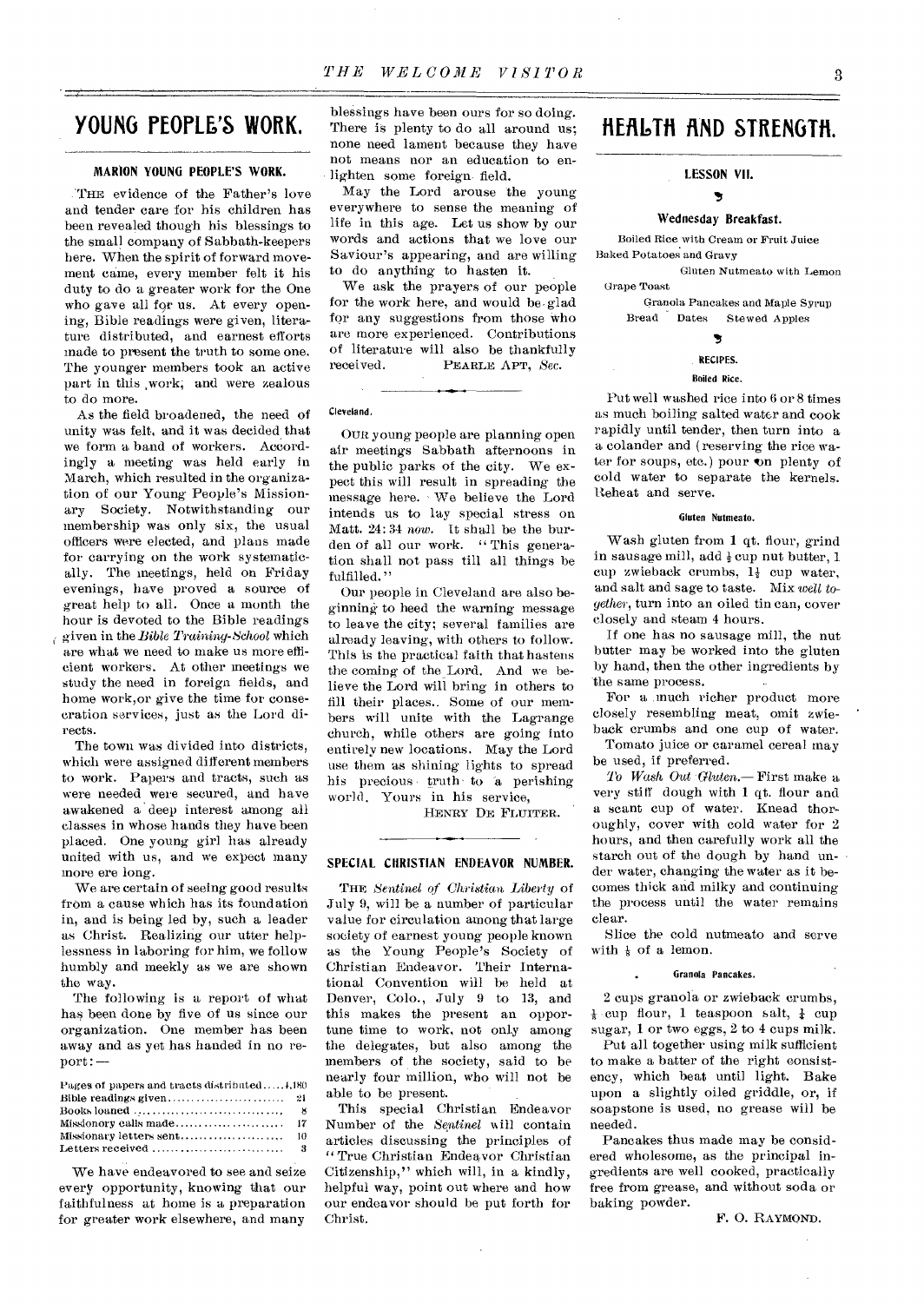## YOUNG PEOPLE'S WORK.

### MARION YOUNG PEOPLE'S WORK.

THE evidence of the Father's love and tender care for his children has been revealed though his blessings to the small company of Sabbath-keepers here. When the spirit of forward movement came, every member felt it his duty to do a greater work for the One who gave all for us. At every opening, Bible readings were given, literature distributed, and earnest efforts made to present the truth to some one. The younger members took an active part in this work, and were zealous to do more.

As the field broadened, the need of unity was felt, and it was decided that we form a band of workers. Accordingly a meeting was held early in March, which resulted in the organization of our Young People's Missionary Society. Notwithstanding our membership was only six, the usual officers were elected, and plans made for carrying on the work systematically. The meetings, held on Friday evenings, have proved a source of great help to all. Once a month the hour is devoted to the Bible readings given in the *Bible Training-School* which are what we need to make us more efficient workers. At other meetings we study the need in foreign fields, and home work, or give the time for consecration services, just as the Lord directs.

The town was divided into districts, which were assigned different members to work. Papers and tracts, such as were needed were secured, and have awakened a deep interest among all classes in whose hands they have been placed. One young girl has already united with us, and we expect many more ere long.

We are certain of seeing good results from a cause which has its foundation in, and is being led by, such a leader as Christ. Realizing our utter helplessness in laboring for him, we follow humbly and meekly as we are shown the way.

The following is a report of what has been done by five of us since our organization. One member has been away and as yet has handed in no report:—

| | |
|---|---|
| Pages of papers and tracts distributed | 4,180 |
| Bible readings given | 21 |
| Books loaned | 8 |
| Missionary calls made | 17 |
| Missionary letters sent | 10 |
| Letters received | 3 |

We have endeavored to see and seize every opportunity, knowing that our faithfulness at home is a preparation for greater work elsewhere, and many blessings have been ours for so doing. There is plenty to do all around us; none need lament because they have not means nor an education to enlighten some foreign field.

May the Lord arouse the young everywhere to sense the meaning of life in this age. Let us show by our words and actions that we love our Saviour's appearing, and are willing to do anything to hasten it.

We ask the prayers of our people for the work here, and would be glad for any suggestions from those who are more experienced. Contributions of literature will also be thankfully received.

PEARLE APT, *Sec.*

### Cleveland.

OUR young people are planning open air meetings Sabbath afternoons in the public parks of the city. We expect this will result in spreading the message here. We believe the Lord intends us to lay special stress on Matt. 24:34 *now*. It shall be the burden of all our work. "This generation shall not pass till all things be fulfilled."

Our people in Cleveland are also beginning to heed the warning message to leave the city; several families are already leaving, with others to follow. This is the practical faith that hastens the coming of the Lord. And we believe the Lord will bring in others to fill their places. Some of our members will unite with the Lagrange church, while others are going into entirely new locations. May the Lord use them as shining lights to spread his precious truth to a perishing world. Yours in his service,

HENRY DE FLUITER.

### SPECIAL CHRISTIAN ENDEAVOR NUMBER.

THE *Sentinel of Christian Liberty* of July 9, will be a number of particular value for circulation among that large society of earnest young people known as the Young People's Society of Christian Endeavor. Their International Convention will be held at Denver, Colo., July 9 to 13, and this makes the present an opportune time to work, not only among the delegates, but also among the members of the society, said to be nearly four million, who will not be able to be present.

This special Christian Endeavor Number of the *Sentinel* will contain articles discussing the principles of "True Christian Endeavor Christian Citizenship," which will, in a kindly, helpful way, point out where and how our endeavor should be put forth for Christ.

## HEALTH AND STRENGTH.

### LESSON VII.

#### Wednesday Breakfast.

Boiled Rice with Cream or Fruit Juice
Baked Potatoes and Gravy
Gluten Nutmeato with Lemon
Grape Toast
Granola Pancakes and Maple Syrup
Bread Dates Stewed Apples

#### RECIPES.

##### Boiled Rice.

Put well washed rice into 6 or 8 times as much boiling salted water and cook rapidly until tender, then turn into a a colander and (reserving the rice water for soups, etc.) pour on plenty of cold water to separate the kernels. Reheat and serve.

##### Gluten Nutmeato.

Wash gluten from 1 qt. flour, grind in sausage mill, add ½ cup nut butter, 1 cup zwieback crumbs, 1½ cup water, and salt and sage to taste. Mix *well together*, turn into an oiled tin can, cover closely and steam 4 hours.

If one has no sausage mill, the nut butter may be worked into the gluten by hand, then the other ingredients by the same process.

For a much richer product more closely resembling meat, omit zwieback crumbs and one cup of water.

Tomato juice or caramel cereal may be used, if preferred.

*To Wash Out Gluten.*— First make a very stiff dough with 1 qt. flour and a scant cup of water. Knead thoroughly, cover with cold water for 2 hours, and then carefully work all the starch out of the dough by hand under water, changing the water as it becomes thick and milky and continuing the process until the water remains clear.

Slice the cold nutmeato and serve with ⅛ of a lemon.

##### Granola Pancakes.

2 cups granola or zwieback crumbs, ½ cup flour, 1 teaspoon salt, ¼ cup sugar, 1 or two eggs, 2 to 4 cups milk.

Put all together using milk sufficient to make a batter of the right consistency, which beat until light. Bake upon a slightly oiled griddle, or, if soapstone is used, no grease will be needed.

Pancakes thus made may be considered wholesome, as the principal ingredients are well cooked, practically free from grease, and without soda or baking powder.

F. O. RAYMOND.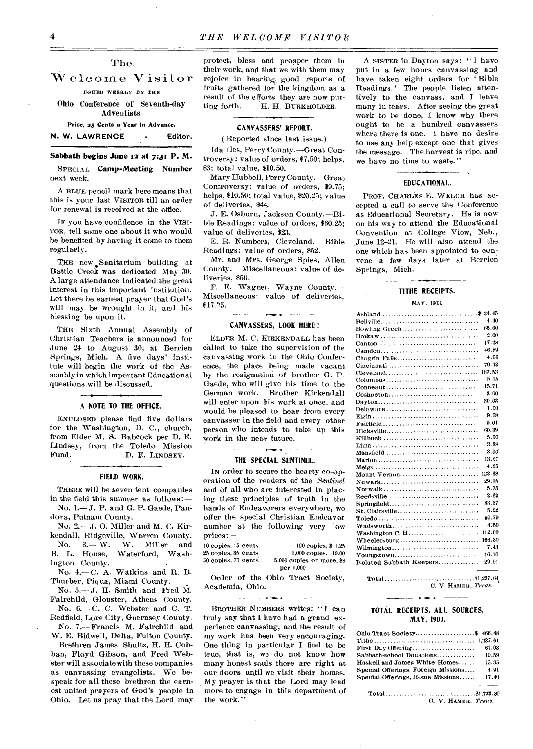# The Welcome Visitor

ISSUED WEEKLY BY THE

Ohio Conference of Seventh-day Adventists

Price, 25 Cents a Year in Advance.

**N. W. LAWRENCE - Editor.**

**Sabbath begins June 12 at 7:31 P. M.**

SPECIAL **Camp-Meeting Number** next week.

A BLUE pencil mark here means that this is your last VISITOR till an order for renewal is received at the office.

IF you have confidence in the VISITOR, tell some one about it who would be benefited by having it come to them regularly.

THE new Sanitarium building at Battle Creek was dedicated May 30. A large attendance indicated the great interest in this important institution. Let there be earnest prayer that God's will may be wrought in it, and his blessing be upon it.

THE Sixth Annual Assembly of Christian Teachers is announced for June 24 to August 30, at Berrien Springs, Mich. A five days' institute will begin the work of the Assembly in which important Educational questions will be discussed.

## A NOTE TO THE OFFICE.

ENCLOSED please find five dollars for the Washington, D. C., church, from Elder M. S. Babcock per D. E. Lindsey, from the Toledo Mission Fund.

D. E. LINDSEY.

## FIELD WORK.

THERE will be seven tent companies in the field this summer as follows:—

No. 1.—J. P. and G. P. Gaede, Pandora, Putnam County.

No. 2.—J. O. Miller and M. C. Kirkendall, Ridgeville, Warren County.

No. 3.—W. W. Miller and B. L. House, Waterford, Washington County.

No. 4.—C. A. Watkins and R. B. Thurber, Piqua, Miami County.

No. 5.—J. H. Smith and Fred M. Fairchild, Glouster, Athens County.

No. 6.—C. C. Webster and C. T. Redfield, Lore City, Guernsey County.

No. 7.—Francis M. Fairchild and W. E. Bidwell, Delta, Fulton County.

Brethren James Shultz, H. H. Cobban, Floyd Gibson, and Fred Webster will associate with these companies as canvassing evangelists. We bespeak for all these brethren the earnest united prayers of God's people in Ohio. Let us pray that the Lord may protect, bless and prosper them in their work, and that we with them may rejoice in hearing good reports of fruits gathered for the kingdom as a result of the efforts they are now putting forth.

H. H. BURKHOLDER.

## CANVASSERS' REPORT.

(Reported since last issue.)

Ida Iles, Perry County.—Great Controversy: value of orders, $7.50; helps, $3; total value, $10.50.

Mary Hubbell, Perry County.—Great Controversy: value of orders, $9.75; helps, $10.50; total value, $20.25; value of deliveries, $44.

J. E. Osburn, Jackson County.—Bible Readings: value of orders, $60.25; value of deliveries, $23.

E. R. Numbers, Cleveland.—Bible Readings: value of orders, $52.

Mr. and Mrs. George Spies, Allen County.—Miscellaneous: value of deliveries, $56.

F. E. Wagner, Wayne County.—Miscellaneous: value of deliveries, $17.75.

## CANVASSERS, LOOK HERE!

ELDER M. C. KIRKENDALL has been called to take the supervision of the canvassing work in the Ohio Conference, the place being made vacant by the resignation of brother G. P. Gaede, who will give his time to the German work. Brother Kirkendall will enter upon his work at once, and would be pleased to hear from every canvasser in the field and every other person who intends to take up this work in the near future.

## THE SPECIAL SENTINEL.

IN order to secure the hearty co-operation of the readers of the *Sentinel* and of all who are interested in placing these principles of truth in the hands of Endeavorers everywhere, we offer the special Christian Endeavor number at the following very low prices:—

| | |
|---|---|
| 10 copies, 15 cents | 100 copies, $ 1.25 |
| 25 copies, 35 cents | 1,000 copies, 10.00 |
| 50 copies, 70 cents | 5,000 copies or more, $8 per 1,000 |

Order of the Ohio Tract Society, Academia, Ohio.

BROTHER NUMBERS writes: "I can truly say that I have had a grand experience canvassing, and the result of my work has been very encouraging. One thing in particular I find to be true, that is, we do not know how many honest souls there are right at our doors until we visit their homes. My prayer is that the Lord may lead more to engage in this department of the work."

A SISTER in Dayton says: "I have put in a few hours canvassing and have taken eight orders for 'Bible Readings.' The people listen attentively to the canvass, and I leave many in tears. After seeing the great work to be done, I know why there ought to be a hundred canvassers where there is one. I have no desire to use any help except one that gives the message. The harvest is ripe, and we have no time to waste."

## EDUCATIONAL.

PROF. CHARLES E. WELCH has accepted a call to serve the Conference as Educational Secretary. He is now on his way to attend the Educational Convention at College View, Neb., June 12–21. He will also attend the one which has been appointed to convene a few days later at Berrien Springs, Mich.

## TITHE RECEIPTS.

MAY, 1903.

| | |
|---|---|
| Ashland | $ 24.45 |
| Bellville | 4.40 |
| Bowling Green | 65.00 |
| Brokaw | 2.00 |
| Canton | 17.28 |
| Camden | 46.89 |
| Chagrin Falls | 4.06 |
| Cincinnati | 79.43 |
| Cleveland | 187.53 |
| Columbus | 5.15 |
| Conneaut | 15.71 |
| Coshocton | 3.00 |
| Dayton | 30.03 |
| Delaware | 1.00 |
| Elgin | 9.58 |
| Fairfield | 9.01 |
| Hicksville | 60.39 |
| Killbuck | 5.00 |
| Lima | 3.38 |
| Mansfield | 3.00 |
| Marion | 13.27 |
| Meigs | 4.25 |
| Mount Vernon | 122.68 |
| Newark | 29.15 |
| Norwalk | 5.75 |
| Reedsville | 2.63 |
| Springfield | 83.37 |
| St. Clairsville | 5.22 |
| Toledo | 59.79 |
| Wadsworth | 3.50 |
| Washington C. H. | 112.00 |
| Wheelersburg | 166.30 |
| Wilmington | 7.43 |
| Youngstown | 16.10 |
| Isolated Sabbath Keepers | 29.91 |
| Total | $1,237.64 |

C. V. HAMER, *Treas.*

## TOTAL RECEIPTS, ALL SOURCES, MAY, 1903.

| | |
|---|---|
| Ohio Tract Society | $ 466.88 |
| Tithe | 1,237.64 |
| First Day Offering | 21.03 |
| Sabbath-school Donations | 10.59 |
| Haskell and James White Homes | 15.35 |
| Special Offerings, Foreign Missions | 4.91 |
| Special Offerings, Home Missions | 17.40 |
| Total | $1,773.80 |

C. V. HAMER, *Treas.*